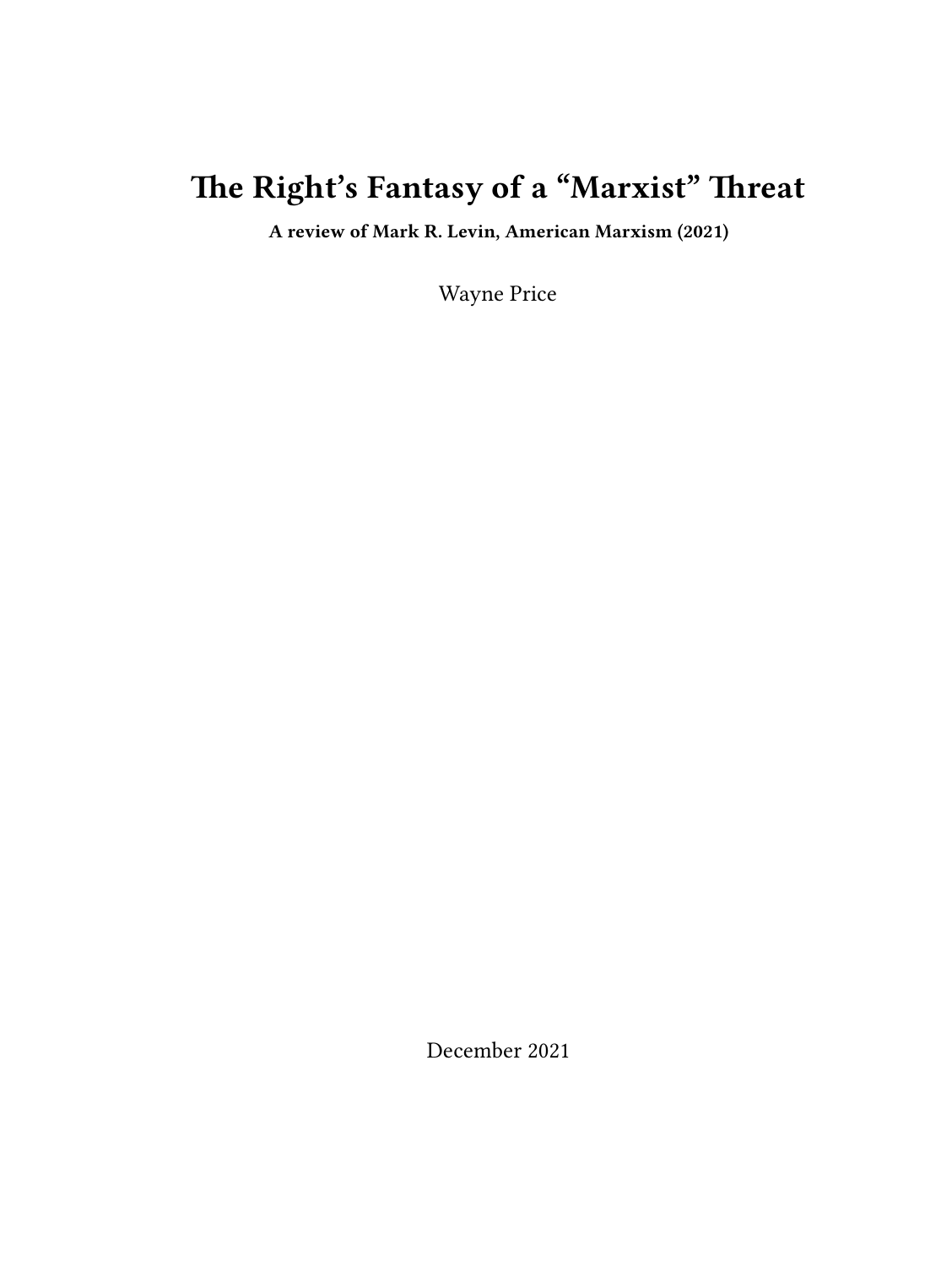# The Right's Fantasy of a "Marxist" Threat

**A review of Mark R. Levin, American Marxism (2021)**

Wayne Price

December 2021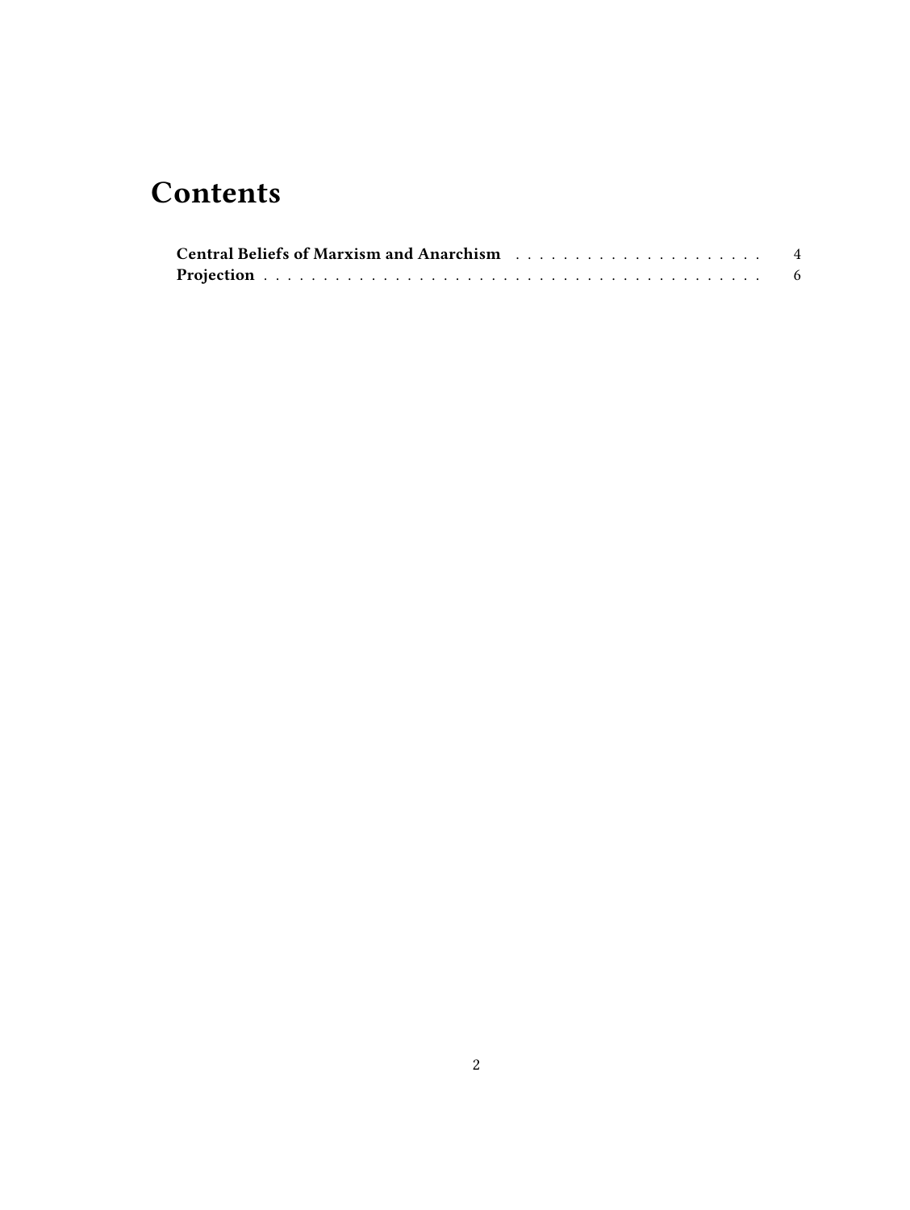# Contents

- **Central Beliefs of Marxism and Anarchism** . . . . . . . . . . 4
- **Projection** . . . . . . . . . . . . . . . . . . . . . . . . . . 6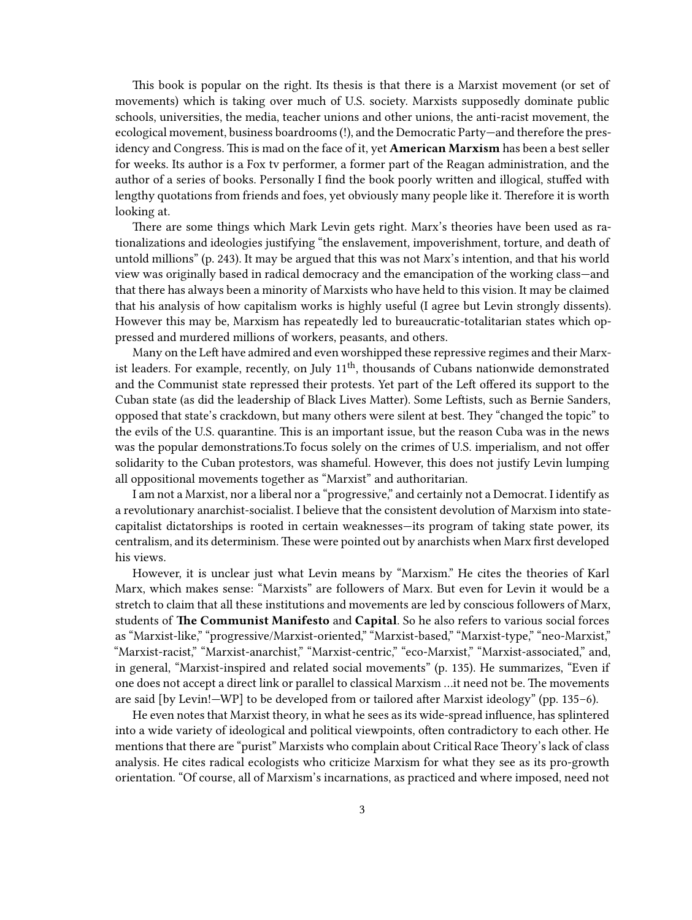This book is popular on the right. Its thesis is that there is a Marxist movement (or set of movements) which is taking over much of U.S. society. Marxists supposedly dominate public schools, universities, the media, teacher unions and other unions, the anti-racist movement, the ecological movement, business boardrooms (!), and the Democratic Party—and therefore the presidency and Congress. This is mad on the face of it, yet **American Marxism** has been a best seller for weeks. Its author is a Fox tv performer, a former part of the Reagan administration, and the author of a series of books. Personally I find the book poorly written and illogical, stuffed with lengthy quotations from friends and foes, yet obviously many people like it. Therefore it is worth looking at.

There are some things which Mark Levin gets right. Marx's theories have been used as rationalizations and ideologies justifying "the enslavement, impoverishment, torture, and death of untold millions" (p. 243). It may be argued that this was not Marx's intention, and that his world view was originally based in radical democracy and the emancipation of the working class—and that there has always been a minority of Marxists who have held to this vision. It may be claimed that his analysis of how capitalism works is highly useful (I agree but Levin strongly dissents). However this may be, Marxism has repeatedly led to bureaucratic-totalitarian states which oppressed and murdered millions of workers, peasants, and others.

Many on the Left have admired and even worshipped these repressive regimes and their Marxist leaders. For example, recently, on July 11th, thousands of Cubans nationwide demonstrated and the Communist state repressed their protests. Yet part of the Left offered its support to the Cuban state (as did the leadership of Black Lives Matter). Some Leftists, such as Bernie Sanders, opposed that state's crackdown, but many others were silent at best. They "changed the topic" to the evils of the U.S. quarantine. This is an important issue, but the reason Cuba was in the news was the popular demonstrations.To focus solely on the crimes of U.S. imperialism, and not offer solidarity to the Cuban protestors, was shameful. However, this does not justify Levin lumping all oppositional movements together as "Marxist" and authoritarian.

I am not a Marxist, nor a liberal nor a "progressive," and certainly not a Democrat. I identify as a revolutionary anarchist-socialist. I believe that the consistent devolution of Marxism into state-capitalist dictatorships is rooted in certain weaknesses—its program of taking state power, its centralism, and its determinism. These were pointed out by anarchists when Marx first developed his views.

However, it is unclear just what Levin means by "Marxism." He cites the theories of Karl Marx, which makes sense: "Marxists" are followers of Marx. But even for Levin it would be a stretch to claim that all these institutions and movements are led by conscious followers of Marx, students of **The Communist Manifesto** and **Capital**. So he also refers to various social forces as "Marxist-like," "progressive/Marxist-oriented," "Marxist-based," "Marxist-type," "neo-Marxist," "Marxist-racist," "Marxist-anarchist," "Marxist-centric," "eco-Marxist," "Marxist-associated," and, in general, "Marxist-inspired and related social movements" (p. 135). He summarizes, "Even if one does not accept a direct link or parallel to classical Marxism …it need not be. The movements are said [by Levin!—WP] to be developed from or tailored after Marxist ideology" (pp. 135–6).

He even notes that Marxist theory, in what he sees as its wide-spread influence, has splintered into a wide variety of ideological and political viewpoints, often contradictory to each other. He mentions that there are "purist" Marxists who complain about Critical Race Theory's lack of class analysis. He cites radical ecologists who criticize Marxism for what they see as its pro-growth orientation. "Of course, all of Marxism's incarnations, as practiced and where imposed, need not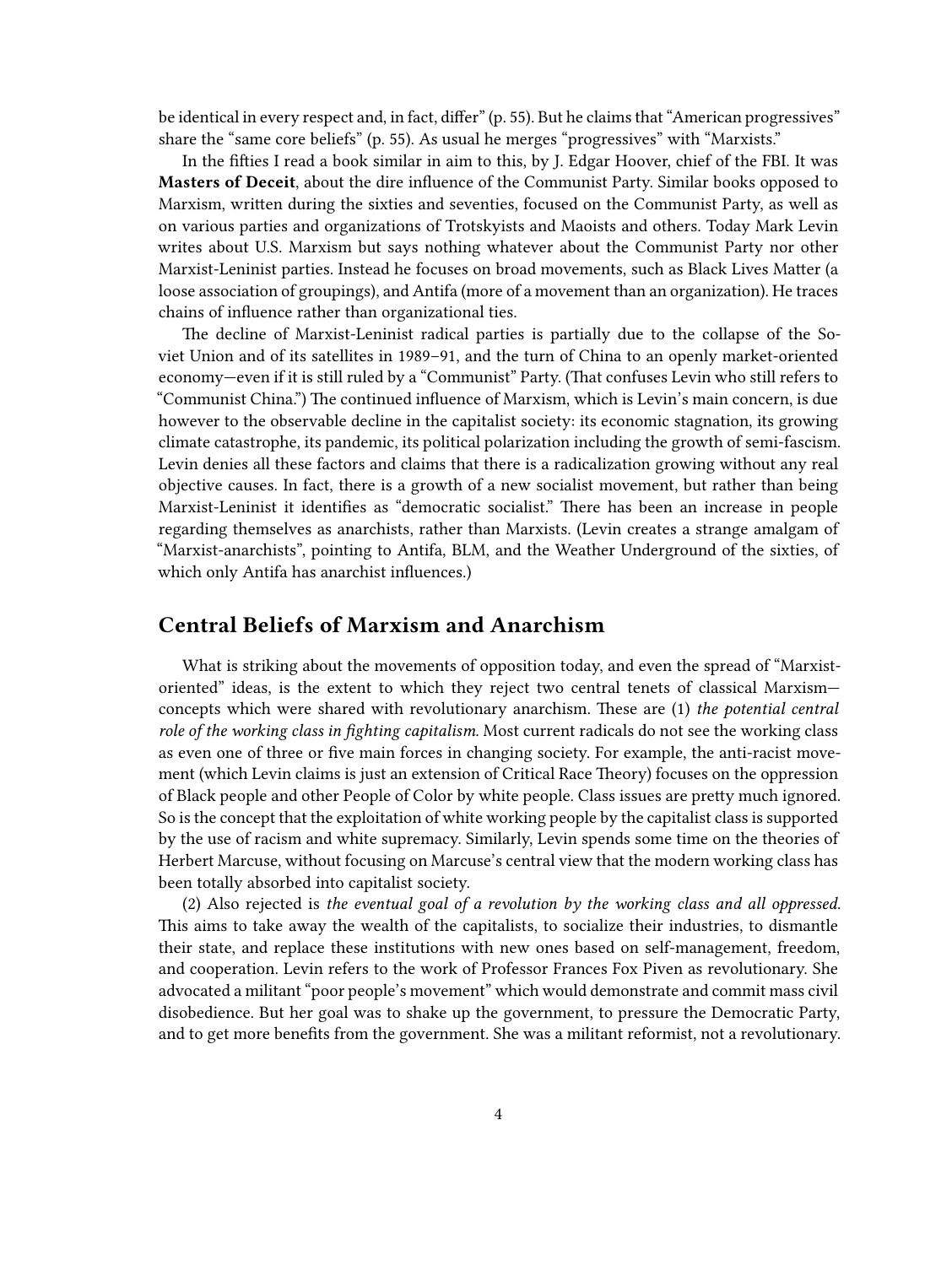be identical in every respect and, in fact, differ" (p. 55). But he claims that "American progressives" share the "same core beliefs" (p. 55). As usual he merges "progressives" with "Marxists."

In the fifties I read a book similar in aim to this, by J. Edgar Hoover, chief of the FBI. It was **Masters of Deceit**, about the dire influence of the Communist Party. Similar books opposed to Marxism, written during the sixties and seventies, focused on the Communist Party, as well as on various parties and organizations of Trotskyists and Maoists and others. Today Mark Levin writes about U.S. Marxism but says nothing whatever about the Communist Party nor other Marxist-Leninist parties. Instead he focuses on broad movements, such as Black Lives Matter (a loose association of groupings), and Antifa (more of a movement than an organization). He traces chains of influence rather than organizational ties.

The decline of Marxist-Leninist radical parties is partially due to the collapse of the Soviet Union and of its satellites in 1989–91, and the turn of China to an openly market-oriented economy—even if it is still ruled by a "Communist" Party. (That confuses Levin who still refers to "Communist China.") The continued influence of Marxism, which is Levin's main concern, is due however to the observable decline in the capitalist society: its economic stagnation, its growing climate catastrophe, its pandemic, its political polarization including the growth of semi-fascism. Levin denies all these factors and claims that there is a radicalization growing without any real objective causes. In fact, there is a growth of a new socialist movement, but rather than being Marxist-Leninist it identifies as "democratic socialist." There has been an increase in people regarding themselves as anarchists, rather than Marxists. (Levin creates a strange amalgam of "Marxist-anarchists", pointing to Antifa, BLM, and the Weather Underground of the sixties, of which only Antifa has anarchist influences.)

## Central Beliefs of Marxism and Anarchism

What is striking about the movements of opposition today, and even the spread of "Marxist-oriented" ideas, is the extent to which they reject two central tenets of classical Marxism—concepts which were shared with revolutionary anarchism. These are (1) *the potential central role of the working class in fighting capitalism*. Most current radicals do not see the working class as even one of three or five main forces in changing society. For example, the anti-racist movement (which Levin claims is just an extension of Critical Race Theory) focuses on the oppression of Black people and other People of Color by white people. Class issues are pretty much ignored. So is the concept that the exploitation of white working people by the capitalist class is supported by the use of racism and white supremacy. Similarly, Levin spends some time on the theories of Herbert Marcuse, without focusing on Marcuse's central view that the modern working class has been totally absorbed into capitalist society.

(2) Also rejected is *the eventual goal of a revolution by the working class and all oppressed*. This aims to take away the wealth of the capitalists, to socialize their industries, to dismantle their state, and replace these institutions with new ones based on self-management, freedom, and cooperation. Levin refers to the work of Professor Frances Fox Piven as revolutionary. She advocated a militant "poor people's movement" which would demonstrate and commit mass civil disobedience. But her goal was to shake up the government, to pressure the Democratic Party, and to get more benefits from the government. She was a militant reformist, not a revolutionary.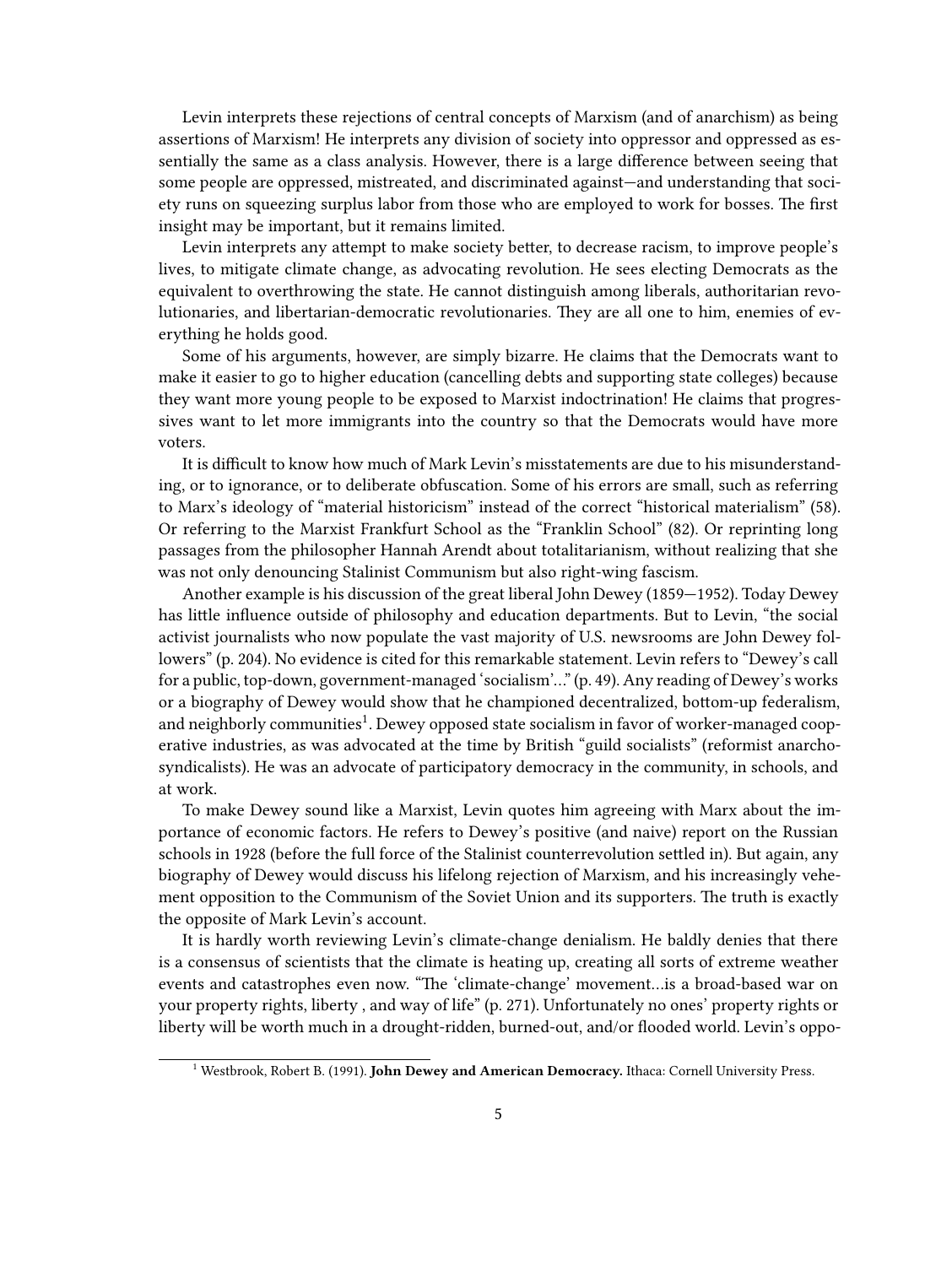Levin interprets these rejections of central concepts of Marxism (and of anarchism) as being assertions of Marxism! He interprets any division of society into oppressor and oppressed as essentially the same as a class analysis. However, there is a large difference between seeing that some people are oppressed, mistreated, and discriminated against—and understanding that society runs on squeezing surplus labor from those who are employed to work for bosses. The first insight may be important, but it remains limited.

Levin interprets any attempt to make society better, to decrease racism, to improve people's lives, to mitigate climate change, as advocating revolution. He sees electing Democrats as the equivalent to overthrowing the state. He cannot distinguish among liberals, authoritarian revolutionaries, and libertarian-democratic revolutionaries. They are all one to him, enemies of everything he holds good.

Some of his arguments, however, are simply bizarre. He claims that the Democrats want to make it easier to go to higher education (cancelling debts and supporting state colleges) because they want more young people to be exposed to Marxist indoctrination! He claims that progressives want to let more immigrants into the country so that the Democrats would have more voters.

It is difficult to know how much of Mark Levin's misstatements are due to his misunderstanding, or to ignorance, or to deliberate obfuscation. Some of his errors are small, such as referring to Marx's ideology of "material historicism" instead of the correct "historical materialism" (58). Or referring to the Marxist Frankfurt School as the "Franklin School" (82). Or reprinting long passages from the philosopher Hannah Arendt about totalitarianism, without realizing that she was not only denouncing Stalinist Communism but also right-wing fascism.

Another example is his discussion of the great liberal John Dewey (1859—1952). Today Dewey has little influence outside of philosophy and education departments. But to Levin, "the social activist journalists who now populate the vast majority of U.S. newsrooms are John Dewey followers" (p. 204). No evidence is cited for this remarkable statement. Levin refers to "Dewey's call for a public, top-down, government-managed 'socialism'…" (p. 49). Any reading of Dewey's works or a biography of Dewey would show that he championed decentralized, bottom-up federalism, and neighborly communities[1]. Dewey opposed state socialism in favor of worker-managed cooperative industries, as was advocated at the time by British "guild socialists" (reformist anarcho-syndicalists). He was an advocate of participatory democracy in the community, in schools, and at work.

To make Dewey sound like a Marxist, Levin quotes him agreeing with Marx about the importance of economic factors. He refers to Dewey's positive (and naive) report on the Russian schools in 1928 (before the full force of the Stalinist counterrevolution settled in). But again, any biography of Dewey would discuss his lifelong rejection of Marxism, and his increasingly vehement opposition to the Communism of the Soviet Union and its supporters. The truth is exactly the opposite of Mark Levin's account.

It is hardly worth reviewing Levin's climate-change denialism. He baldly denies that there is a consensus of scientists that the climate is heating up, creating all sorts of extreme weather events and catastrophes even now. "The 'climate-change' movement…is a broad-based war on your property rights, liberty , and way of life" (p. 271). Unfortunately no ones' property rights or liberty will be worth much in a drought-ridden, burned-out, and/or flooded world. Levin's oppo-

[1] Westbrook, Robert B. (1991). **John Dewey and American Democracy.** Ithaca: Cornell University Press.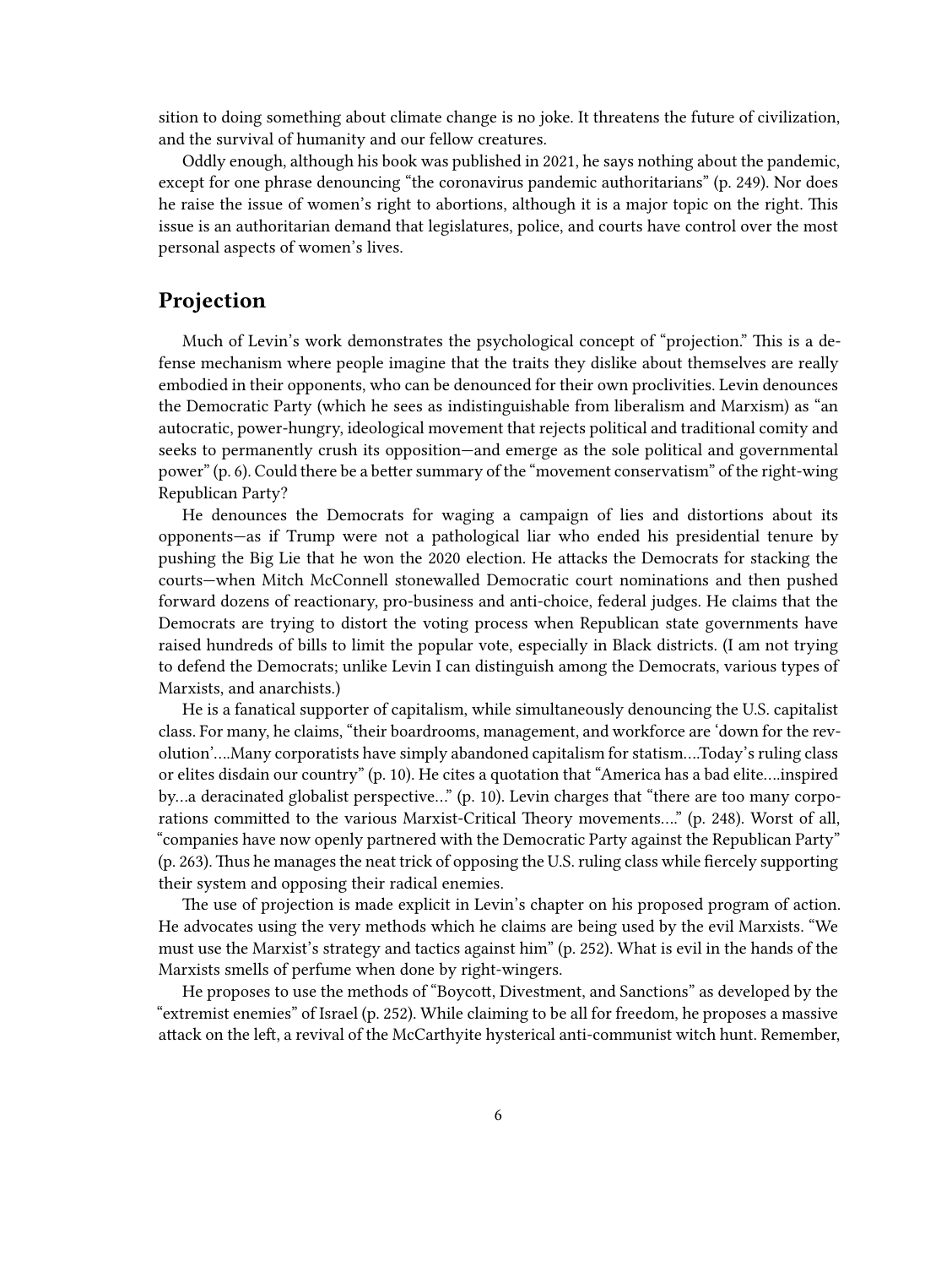sition to doing something about climate change is no joke. It threatens the future of civilization, and the survival of humanity and our fellow creatures.

Oddly enough, although his book was published in 2021, he says nothing about the pandemic, except for one phrase denouncing "the coronavirus pandemic authoritarians" (p. 249). Nor does he raise the issue of women's right to abortions, although it is a major topic on the right. This issue is an authoritarian demand that legislatures, police, and courts have control over the most personal aspects of women's lives.

## Projection

Much of Levin's work demonstrates the psychological concept of "projection." This is a defense mechanism where people imagine that the traits they dislike about themselves are really embodied in their opponents, who can be denounced for their own proclivities. Levin denounces the Democratic Party (which he sees as indistinguishable from liberalism and Marxism) as "an autocratic, power-hungry, ideological movement that rejects political and traditional comity and seeks to permanently crush its opposition—and emerge as the sole political and governmental power" (p. 6). Could there be a better summary of the "movement conservatism" of the right-wing Republican Party?

He denounces the Democrats for waging a campaign of lies and distortions about its opponents—as if Trump were not a pathological liar who ended his presidential tenure by pushing the Big Lie that he won the 2020 election. He attacks the Democrats for stacking the courts—when Mitch McConnell stonewalled Democratic court nominations and then pushed forward dozens of reactionary, pro-business and anti-choice, federal judges. He claims that the Democrats are trying to distort the voting process when Republican state governments have raised hundreds of bills to limit the popular vote, especially in Black districts. (I am not trying to defend the Democrats; unlike Levin I can distinguish among the Democrats, various types of Marxists, and anarchists.)

He is a fanatical supporter of capitalism, while simultaneously denouncing the U.S. capitalist class. For many, he claims, "their boardrooms, management, and workforce are 'down for the revolution'….Many corporatists have simply abandoned capitalism for statism….Today's ruling class or elites disdain our country" (p. 10). He cites a quotation that "America has a bad elite….inspired by…a deracinated globalist perspective…" (p. 10). Levin charges that "there are too many corporations committed to the various Marxist-Critical Theory movements…." (p. 248). Worst of all, "companies have now openly partnered with the Democratic Party against the Republican Party" (p. 263). Thus he manages the neat trick of opposing the U.S. ruling class while fiercely supporting their system and opposing their radical enemies.

The use of projection is made explicit in Levin's chapter on his proposed program of action. He advocates using the very methods which he claims are being used by the evil Marxists. "We must use the Marxist's strategy and tactics against him" (p. 252). What is evil in the hands of the Marxists smells of perfume when done by right-wingers.

He proposes to use the methods of "Boycott, Divestment, and Sanctions" as developed by the "extremist enemies" of Israel (p. 252). While claiming to be all for freedom, he proposes a massive attack on the left, a revival of the McCarthyite hysterical anti-communist witch hunt. Remember,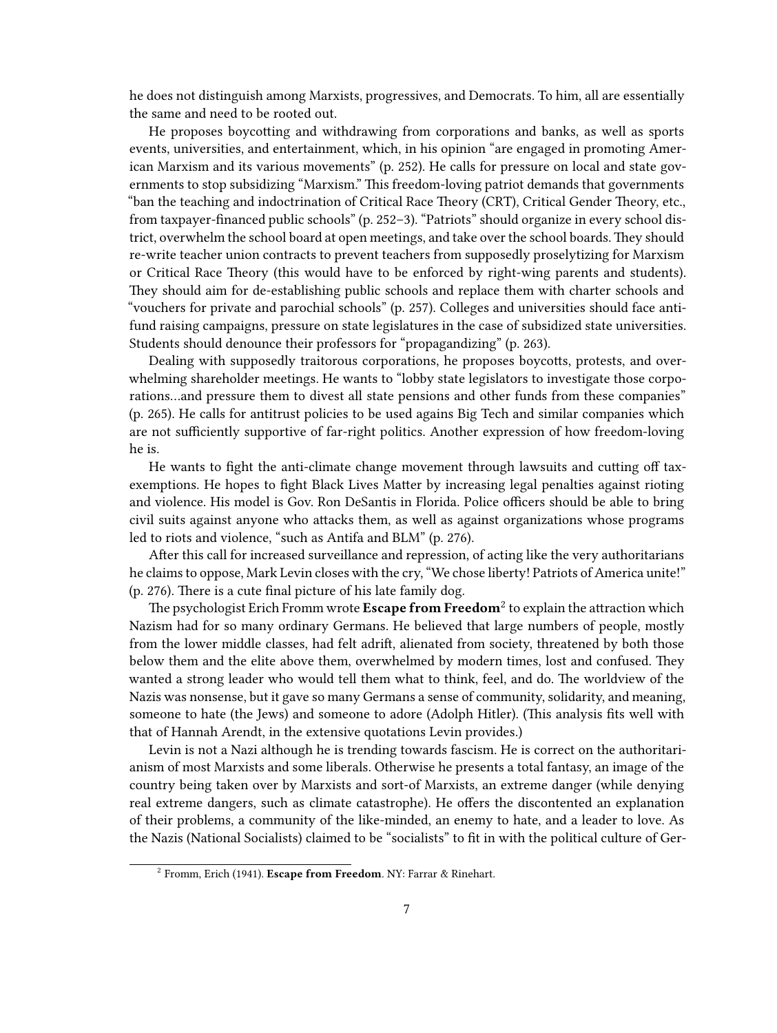he does not distinguish among Marxists, progressives, and Democrats. To him, all are essentially the same and need to be rooted out.

He proposes boycotting and withdrawing from corporations and banks, as well as sports events, universities, and entertainment, which, in his opinion "are engaged in promoting American Marxism and its various movements" (p. 252). He calls for pressure on local and state governments to stop subsidizing "Marxism." This freedom-loving patriot demands that governments "ban the teaching and indoctrination of Critical Race Theory (CRT), Critical Gender Theory, etc., from taxpayer-financed public schools" (p. 252–3). "Patriots" should organize in every school district, overwhelm the school board at open meetings, and take over the school boards. They should re-write teacher union contracts to prevent teachers from supposedly proselytizing for Marxism or Critical Race Theory (this would have to be enforced by right-wing parents and students). They should aim for de-establishing public schools and replace them with charter schools and "vouchers for private and parochial schools" (p. 257). Colleges and universities should face anti-fund raising campaigns, pressure on state legislatures in the case of subsidized state universities. Students should denounce their professors for "propagandizing" (p. 263).

Dealing with supposedly traitorous corporations, he proposes boycotts, protests, and overwhelming shareholder meetings. He wants to "lobby state legislators to investigate those corporations…and pressure them to divest all state pensions and other funds from these companies" (p. 265). He calls for antitrust policies to be used agains Big Tech and similar companies which are not sufficiently supportive of far-right politics. Another expression of how freedom-loving he is.

He wants to fight the anti-climate change movement through lawsuits and cutting off tax-exemptions. He hopes to fight Black Lives Matter by increasing legal penalties against rioting and violence. His model is Gov. Ron DeSantis in Florida. Police officers should be able to bring civil suits against anyone who attacks them, as well as against organizations whose programs led to riots and violence, "such as Antifa and BLM" (p. 276).

After this call for increased surveillance and repression, of acting like the very authoritarians he claims to oppose, Mark Levin closes with the cry, "We chose liberty! Patriots of America unite!" (p. 276). There is a cute final picture of his late family dog.

The psychologist Erich Fromm wrote **Escape from Freedom**[2] to explain the attraction which Nazism had for so many ordinary Germans. He believed that large numbers of people, mostly from the lower middle classes, had felt adrift, alienated from society, threatened by both those below them and the elite above them, overwhelmed by modern times, lost and confused. They wanted a strong leader who would tell them what to think, feel, and do. The worldview of the Nazis was nonsense, but it gave so many Germans a sense of community, solidarity, and meaning, someone to hate (the Jews) and someone to adore (Adolph Hitler). (This analysis fits well with that of Hannah Arendt, in the extensive quotations Levin provides.)

Levin is not a Nazi although he is trending towards fascism. He is correct on the authoritarianism of most Marxists and some liberals. Otherwise he presents a total fantasy, an image of the country being taken over by Marxists and sort-of Marxists, an extreme danger (while denying real extreme dangers, such as climate catastrophe). He offers the discontented an explanation of their problems, a community of the like-minded, an enemy to hate, and a leader to love. As the Nazis (National Socialists) claimed to be "socialists" to fit in with the political culture of Ger-

[2] Fromm, Erich (1941). **Escape from Freedom**. NY: Farrar & Rinehart.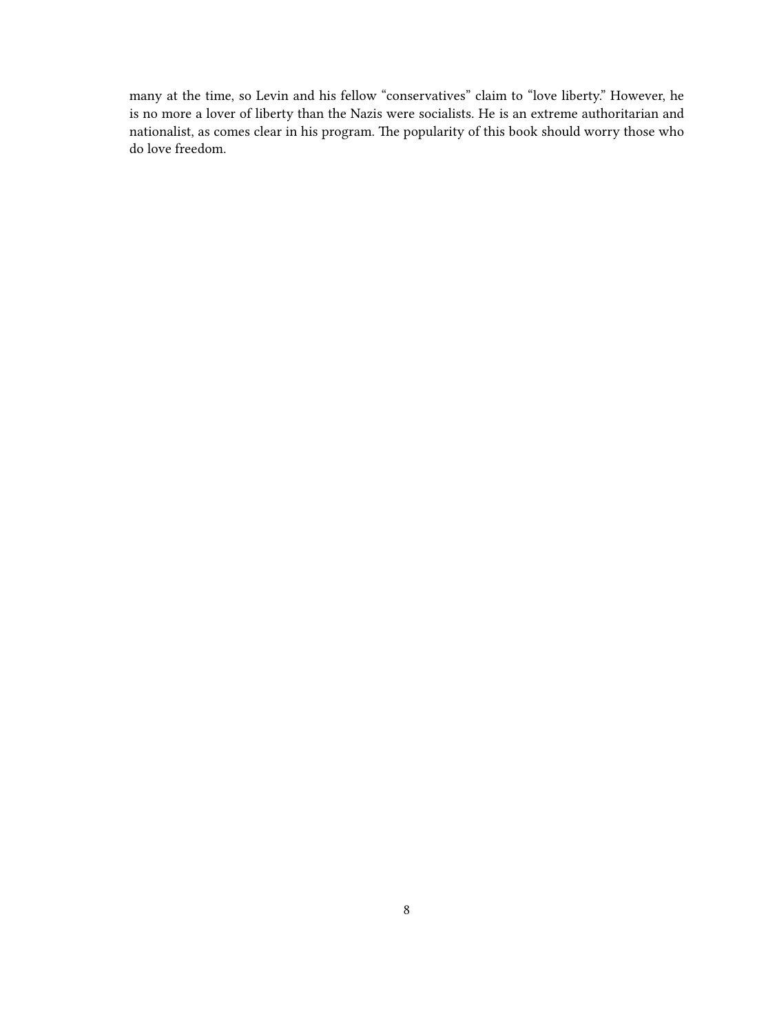many at the time, so Levin and his fellow "conservatives" claim to "love liberty." However, he is no more a lover of liberty than the Nazis were socialists. He is an extreme authoritarian and nationalist, as comes clear in his program. The popularity of this book should worry those who do love freedom.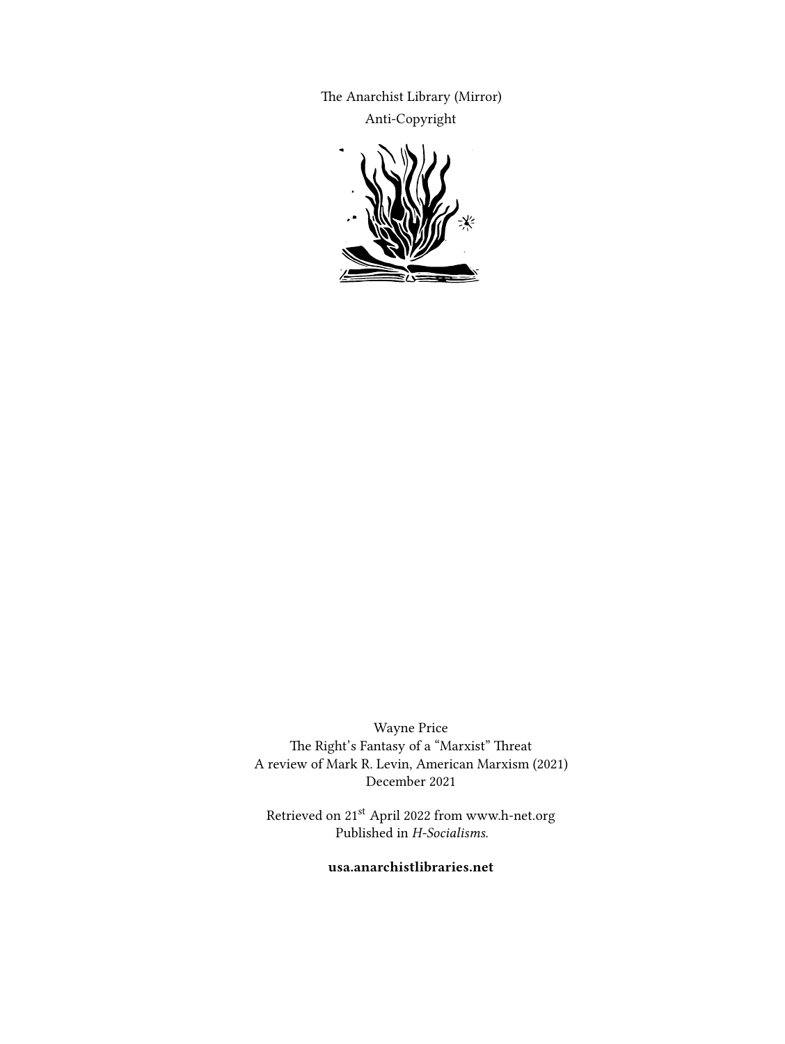The Anarchist Library (Mirror)
Anti-Copyright

Wayne Price
The Right's Fantasy of a "Marxist" Threat
A review of Mark R. Levin, American Marxism (2021)
December 2021

Retrieved on 21st April 2022 from www.h-net.org
Published in *H-Socialisms*.

**usa.anarchistlibraries.net**